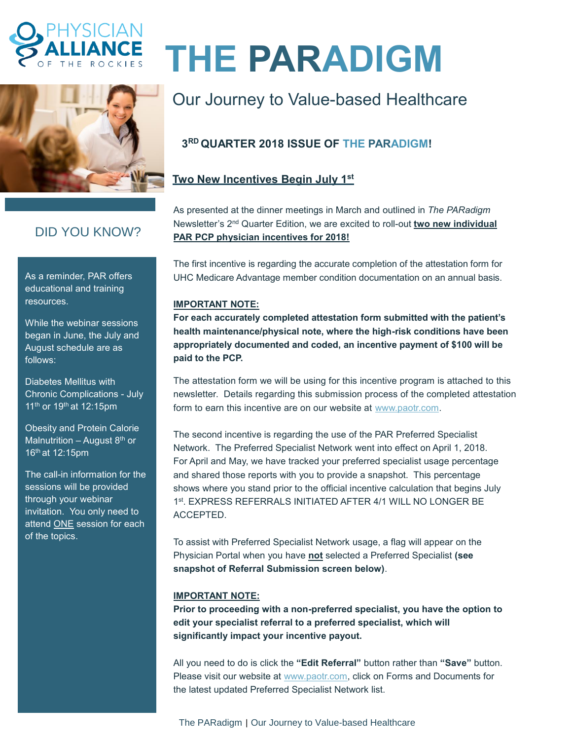# THE PARADIGM

## Our Journey to Value-based Healthcare

### 3RD QUARTER 2018 ISSUE OF THE PARADIGM!

### DID YOU KNOW?

As a reminder, PAR offers educational and training resources.

While the webinar sessions began in June, the July and August schedule are as follows:

Diabetes Mellitus with Chronic Complications - July 11th or 19th at 12:15pm

Obesity and Protein Calorie Malnutrition – August 8th or 16th at 12:15pm

The call-in information for the sessions will be provided through your webinar invitation. You only need to attend ONE session for each of the topics.

### Two New Incentives Begin July 1st

As presented at the dinner meetings in March and outlined in *The PARadigm* Newsletter's 2nd Quarter Edition, we are excited to roll-out **two new individual PAR PCP physician incentives for 2018!**

The first incentive is regarding the accurate completion of the attestation form for UHC Medicare Advantage member condition documentation on an annual basis.

**IMPORTANT NOTE:**

**For each accurately completed attestation form submitted with the patient's health maintenance/physical note, where the high-risk conditions have been appropriately documented and coded, an incentive payment of $100 will be paid to the PCP.**

The attestation form we will be using for this incentive program is attached to this newsletter. Details regarding this submission process of the completed attestation form to earn this incentive are on our website at www.paotr.com.

The second incentive is regarding the use of the PAR Preferred Specialist Network. The Preferred Specialist Network went into effect on April 1, 2018. For April and May, we have tracked your preferred specialist usage percentage and shared those reports with you to provide a snapshot. This percentage shows where you stand prior to the official incentive calculation that begins July 1st. EXPRESS REFERRALS INITIATED AFTER 4/1 WILL NO LONGER BE ACCEPTED.

To assist with Preferred Specialist Network usage, a flag will appear on the Physician Portal when you have **not** selected a Preferred Specialist **(see snapshot of Referral Submission screen below)**.

**IMPORTANT NOTE:**

**Prior to proceeding with a non-preferred specialist, you have the option to edit your specialist referral to a preferred specialist, which will significantly impact your incentive payout.**

All you need to do is click the **"Edit Referral"** button rather than **"Save"** button. Please visit our website at www.paotr.com, click on Forms and Documents for the latest updated Preferred Specialist Network list.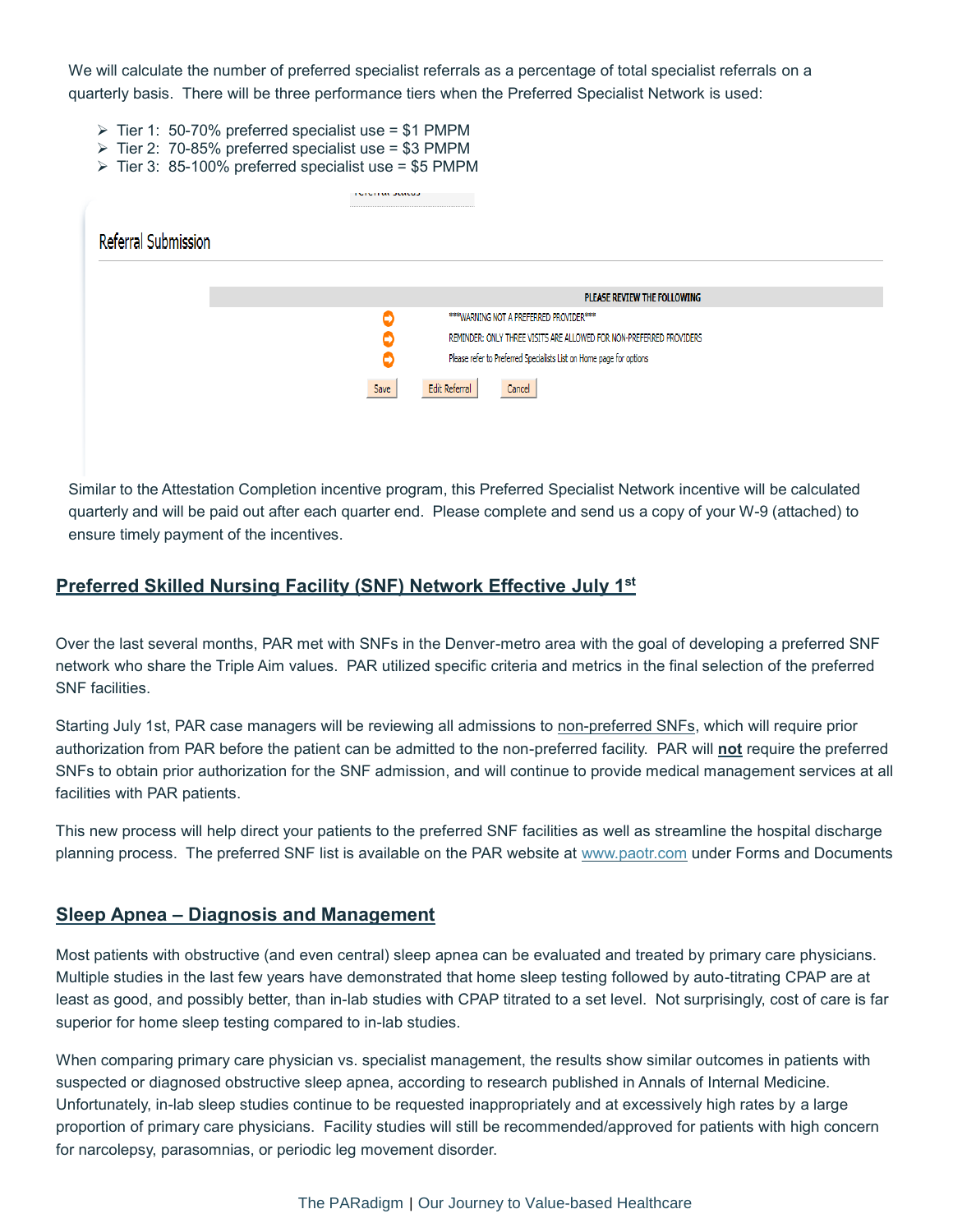We will calculate the number of preferred specialist referrals as a percentage of total specialist referrals on a quarterly basis. There will be three performance tiers when the Preferred Specialist Network is used:

- Tier 1: 50-70% preferred specialist use = $1 PMPM
- Tier 2: 70-85% preferred specialist use = $3 PMPM
- Tier 3: 85-100% preferred specialist use = $5 PMPM

Referral Submission

PLEASE REVIEW THE FOLLOWING

- ***WARNING NOT A PREFERRED PROVIDER***
- REMINDER: ONLY THREE VISITS ARE ALLOWED FOR NON-PREFERRED PROVIDERS
- Please refer to Preferred Specialists List on Home page for options

Save | Edit Referral | Cancel

Similar to the Attestation Completion incentive program, this Preferred Specialist Network incentive will be calculated quarterly and will be paid out after each quarter end. Please complete and send us a copy of your W-9 (attached) to ensure timely payment of the incentives.

## Preferred Skilled Nursing Facility (SNF) Network Effective July 1st

Over the last several months, PAR met with SNFs in the Denver-metro area with the goal of developing a preferred SNF network who share the Triple Aim values. PAR utilized specific criteria and metrics in the final selection of the preferred SNF facilities.

Starting July 1st, PAR case managers will be reviewing all admissions to non-preferred SNFs, which will require prior authorization from PAR before the patient can be admitted to the non-preferred facility. PAR will **not** require the preferred SNFs to obtain prior authorization for the SNF admission, and will continue to provide medical management services at all facilities with PAR patients.

This new process will help direct your patients to the preferred SNF facilities as well as streamline the hospital discharge planning process. The preferred SNF list is available on the PAR website at www.paotr.com under Forms and Documents

## Sleep Apnea – Diagnosis and Management

Most patients with obstructive (and even central) sleep apnea can be evaluated and treated by primary care physicians. Multiple studies in the last few years have demonstrated that home sleep testing followed by auto-titrating CPAP are at least as good, and possibly better, than in-lab studies with CPAP titrated to a set level. Not surprisingly, cost of care is far superior for home sleep testing compared to in-lab studies.

When comparing primary care physician vs. specialist management, the results show similar outcomes in patients with suspected or diagnosed obstructive sleep apnea, according to research published in Annals of Internal Medicine. Unfortunately, in-lab sleep studies continue to be requested inappropriately and at excessively high rates by a large proportion of primary care physicians. Facility studies will still be recommended/approved for patients with high concern for narcolepsy, parasomnias, or periodic leg movement disorder.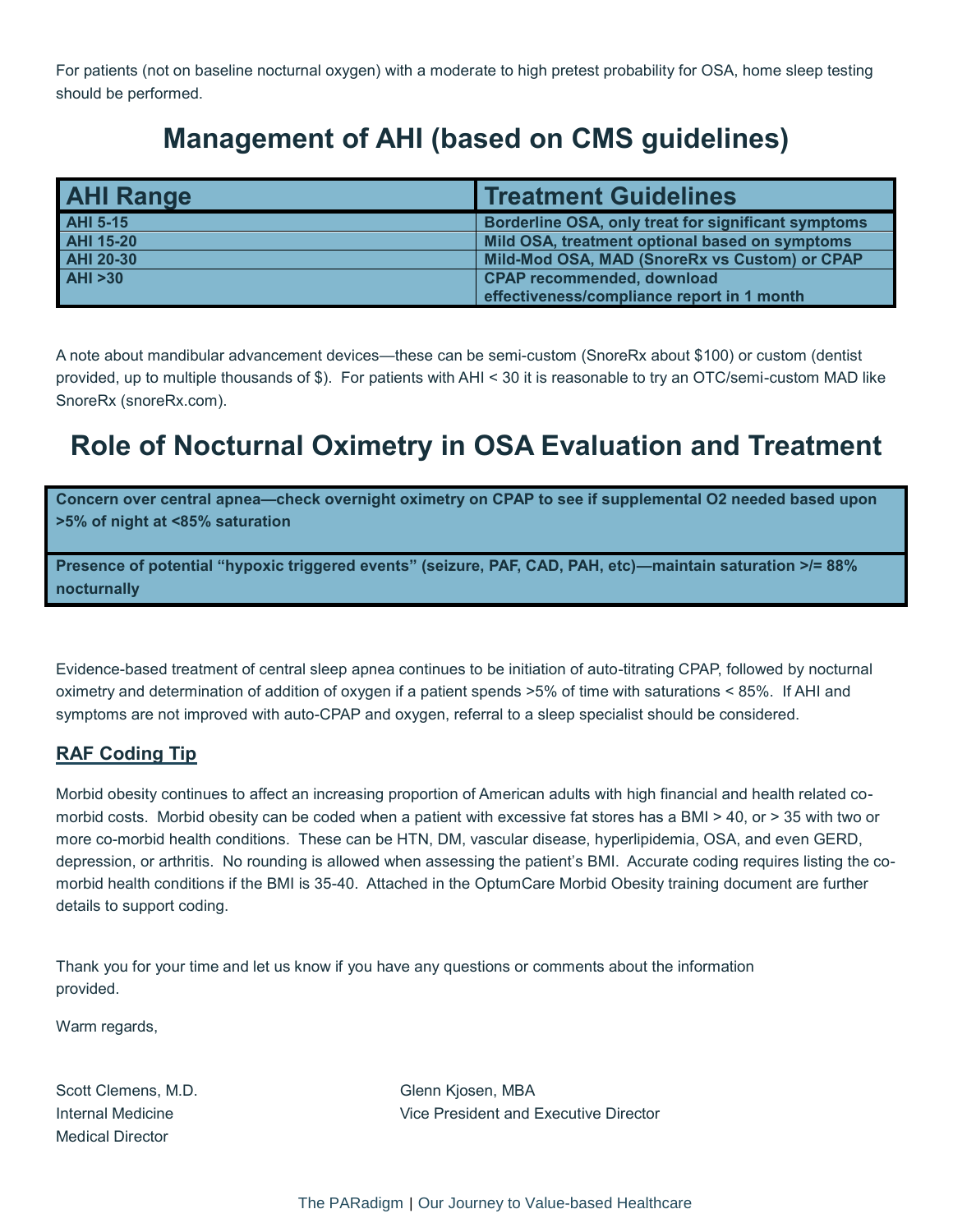For patients (not on baseline nocturnal oxygen) with a moderate to high pretest probability for OSA, home sleep testing should be performed.

## Management of AHI (based on CMS guidelines)

| AHI Range | Treatment Guidelines |
|---|---|
| AHI 5-15 | Borderline OSA, only treat for significant symptoms |
| AHI 15-20 | Mild OSA, treatment optional based on symptoms |
| AHI 20-30 | Mild-Mod OSA, MAD (SnoreRx vs Custom) or CPAP |
| AHI >30 | CPAP recommended, download effectiveness/compliance report in 1 month |

A note about mandibular advancement devices—these can be semi-custom (SnoreRx about $100) or custom (dentist provided, up to multiple thousands of $). For patients with AHI < 30 it is reasonable to try an OTC/semi-custom MAD like SnoreRx (snoreRx.com).

## Role of Nocturnal Oximetry in OSA Evaluation and Treatment

| |
|---|
| **Concern over central apnea—check overnight oximetry on CPAP to see if supplemental O2 needed based upon >5% of night at <85% saturation** |
| **Presence of potential "hypoxic triggered events" (seizure, PAF, CAD, PAH, etc)—maintain saturation >/= 88% nocturnally** |

Evidence-based treatment of central sleep apnea continues to be initiation of auto-titrating CPAP, followed by nocturnal oximetry and determination of addition of oxygen if a patient spends >5% of time with saturations < 85%. If AHI and symptoms are not improved with auto-CPAP and oxygen, referral to a sleep specialist should be considered.

### RAF Coding Tip

Morbid obesity continues to affect an increasing proportion of American adults with high financial and health related co-morbid costs. Morbid obesity can be coded when a patient with excessive fat stores has a BMI > 40, or > 35 with two or more co-morbid health conditions. These can be HTN, DM, vascular disease, hyperlipidemia, OSA, and even GERD, depression, or arthritis. No rounding is allowed when assessing the patient's BMI. Accurate coding requires listing the co-morbid health conditions if the BMI is 35-40. Attached in the OptumCare Morbid Obesity training document are further details to support coding.

Thank you for your time and let us know if you have any questions or comments about the information provided.

Warm regards,

Scott Clemens, M.D.
Internal Medicine
Medical Director

Glenn Kjosen, MBA
Vice President and Executive Director

The PARadigm | Our Journey to Value-based Healthcare